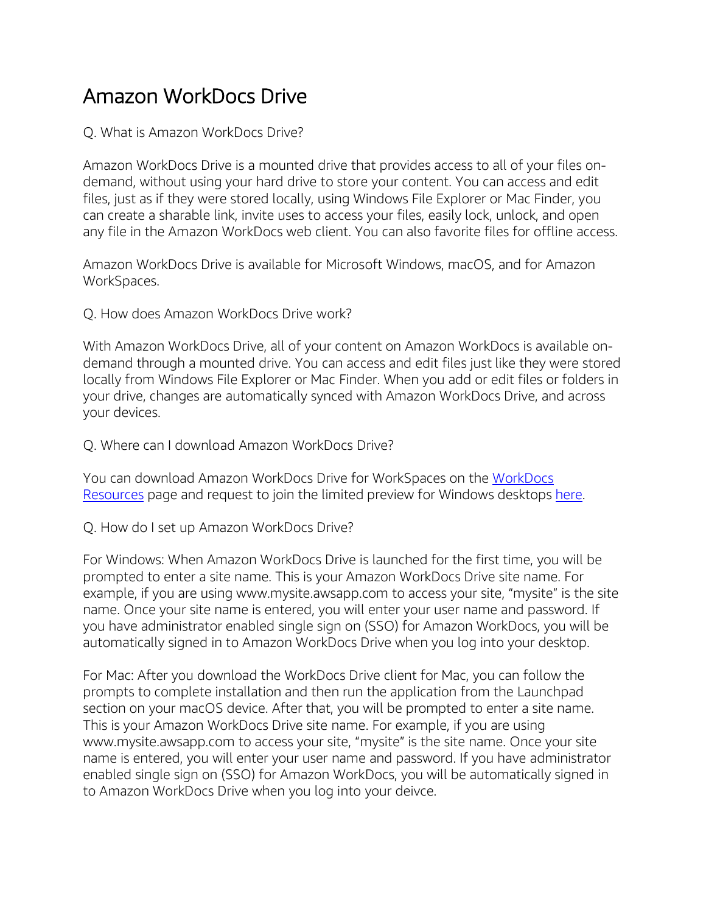# Amazon WorkDocs Drive

Q. What is Amazon WorkDocs Drive?

Amazon WorkDocs Drive is a mounted drive that provides access to all of your files on-demand, without using your hard drive to store your content. You can access and edit files, just as if they were stored locally, using Windows File Explorer or Mac Finder, you can create a sharable link, invite uses to access your files, easily lock, unlock, and open any file in the Amazon WorkDocs web client. You can also favorite files for offline access.

Amazon WorkDocs Drive is available for Microsoft Windows, macOS, and for Amazon WorkSpaces.

Q. How does Amazon WorkDocs Drive work?

With Amazon WorkDocs Drive, all of your content on Amazon WorkDocs is available on-demand through a mounted drive. You can access and edit files just like they were stored locally from Windows File Explorer or Mac Finder. When you add or edit files or folders in your drive, changes are automatically synced with Amazon WorkDocs Drive, and across your devices.

Q. Where can I download Amazon WorkDocs Drive?

You can download Amazon WorkDocs Drive for WorkSpaces on the WorkDocs Resources page and request to join the limited preview for Windows desktops here.

Q. How do I set up Amazon WorkDocs Drive?

For Windows: When Amazon WorkDocs Drive is launched for the first time, you will be prompted to enter a site name. This is your Amazon WorkDocs Drive site name. For example, if you are using www.mysite.awsapp.com to access your site, "mysite" is the site name. Once your site name is entered, you will enter your user name and password. If you have administrator enabled single sign on (SSO) for Amazon WorkDocs, you will be automatically signed in to Amazon WorkDocs Drive when you log into your desktop.

For Mac: After you download the WorkDocs Drive client for Mac, you can follow the prompts to complete installation and then run the application from the Launchpad section on your macOS device. After that, you will be prompted to enter a site name. This is your Amazon WorkDocs Drive site name. For example, if you are using www.mysite.awsapp.com to access your site, "mysite" is the site name. Once your site name is entered, you will enter your user name and password. If you have administrator enabled single sign on (SSO) for Amazon WorkDocs, you will be automatically signed in to Amazon WorkDocs Drive when you log into your deivce.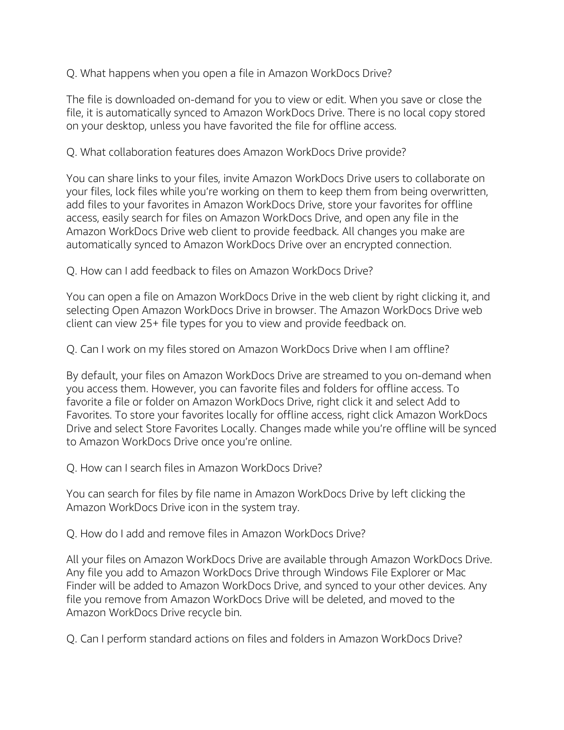Q. What happens when you open a file in Amazon WorkDocs Drive?

The file is downloaded on-demand for you to view or edit. When you save or close the file, it is automatically synced to Amazon WorkDocs Drive. There is no local copy stored on your desktop, unless you have favorited the file for offline access.

Q. What collaboration features does Amazon WorkDocs Drive provide?

You can share links to your files, invite Amazon WorkDocs Drive users to collaborate on your files, lock files while you're working on them to keep them from being overwritten, add files to your favorites in Amazon WorkDocs Drive, store your favorites for offline access, easily search for files on Amazon WorkDocs Drive, and open any file in the Amazon WorkDocs Drive web client to provide feedback. All changes you make are automatically synced to Amazon WorkDocs Drive over an encrypted connection.

Q. How can I add feedback to files on Amazon WorkDocs Drive?

You can open a file on Amazon WorkDocs Drive in the web client by right clicking it, and selecting Open Amazon WorkDocs Drive in browser. The Amazon WorkDocs Drive web client can view 25+ file types for you to view and provide feedback on.

Q. Can I work on my files stored on Amazon WorkDocs Drive when I am offline?

By default, your files on Amazon WorkDocs Drive are streamed to you on-demand when you access them. However, you can favorite files and folders for offline access. To favorite a file or folder on Amazon WorkDocs Drive, right click it and select Add to Favorites. To store your favorites locally for offline access, right click Amazon WorkDocs Drive and select Store Favorites Locally. Changes made while you're offline will be synced to Amazon WorkDocs Drive once you're online.

Q. How can I search files in Amazon WorkDocs Drive?

You can search for files by file name in Amazon WorkDocs Drive by left clicking the Amazon WorkDocs Drive icon in the system tray.

Q. How do I add and remove files in Amazon WorkDocs Drive?

All your files on Amazon WorkDocs Drive are available through Amazon WorkDocs Drive. Any file you add to Amazon WorkDocs Drive through Windows File Explorer or Mac Finder will be added to Amazon WorkDocs Drive, and synced to your other devices. Any file you remove from Amazon WorkDocs Drive will be deleted, and moved to the Amazon WorkDocs Drive recycle bin.

Q. Can I perform standard actions on files and folders in Amazon WorkDocs Drive?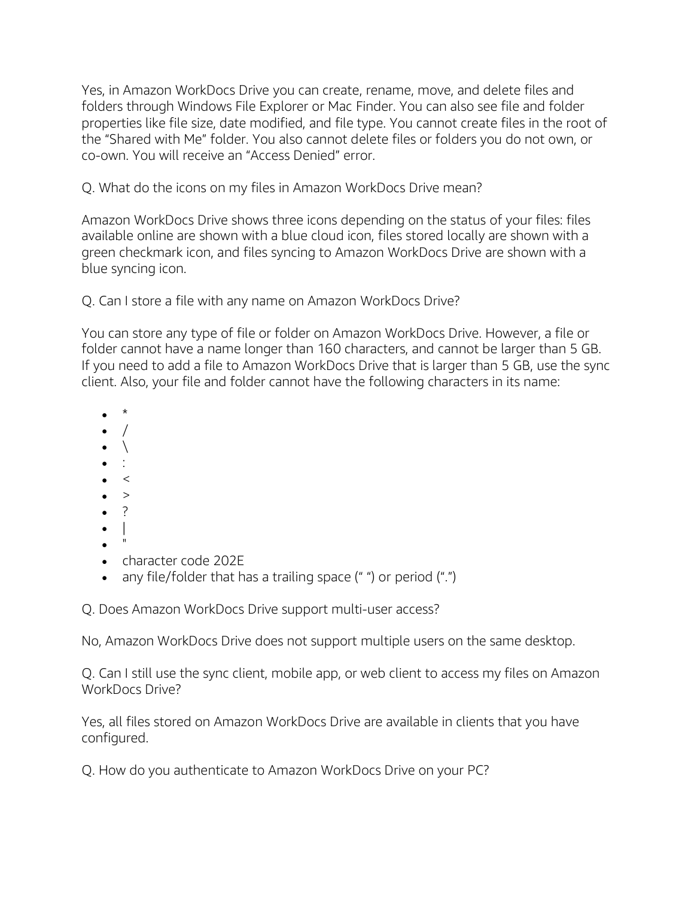Yes, in Amazon WorkDocs Drive you can create, rename, move, and delete files and folders through Windows File Explorer or Mac Finder. You can also see file and folder properties like file size, date modified, and file type. You cannot create files in the root of the "Shared with Me" folder. You also cannot delete files or folders you do not own, or co-own. You will receive an "Access Denied" error.

Q. What do the icons on my files in Amazon WorkDocs Drive mean?

Amazon WorkDocs Drive shows three icons depending on the status of your files: files available online are shown with a blue cloud icon, files stored locally are shown with a green checkmark icon, and files syncing to Amazon WorkDocs Drive are shown with a blue syncing icon.

Q. Can I store a file with any name on Amazon WorkDocs Drive?

You can store any type of file or folder on Amazon WorkDocs Drive. However, a file or folder cannot have a name longer than 160 characters, and cannot be larger than 5 GB. If you need to add a file to Amazon WorkDocs Drive that is larger than 5 GB, use the sync client. Also, your file and folder cannot have the following characters in its name:

- *
- /
- \
- :
- <
- >
- ?
- |
- "
- character code 202E
- any file/folder that has a trailing space (" ") or period (".")

Q. Does Amazon WorkDocs Drive support multi-user access?

No, Amazon WorkDocs Drive does not support multiple users on the same desktop.

Q. Can I still use the sync client, mobile app, or web client to access my files on Amazon WorkDocs Drive?

Yes, all files stored on Amazon WorkDocs Drive are available in clients that you have configured.

Q. How do you authenticate to Amazon WorkDocs Drive on your PC?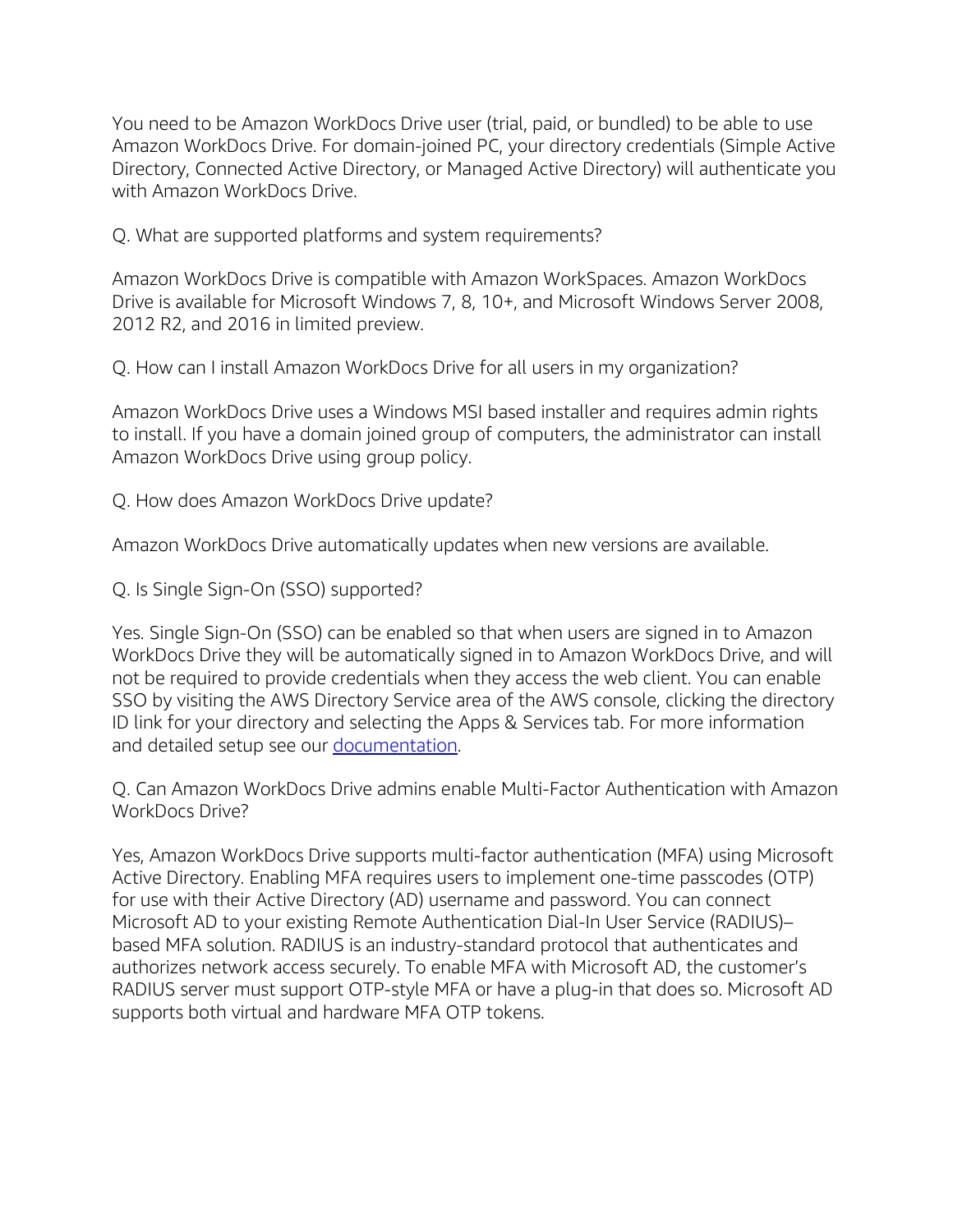You need to be Amazon WorkDocs Drive user (trial, paid, or bundled) to be able to use Amazon WorkDocs Drive. For domain-joined PC, your directory credentials (Simple Active Directory, Connected Active Directory, or Managed Active Directory) will authenticate you with Amazon WorkDocs Drive.

Q. What are supported platforms and system requirements?

Amazon WorkDocs Drive is compatible with Amazon WorkSpaces. Amazon WorkDocs Drive is available for Microsoft Windows 7, 8, 10+, and Microsoft Windows Server 2008, 2012 R2, and 2016 in limited preview.

Q. How can I install Amazon WorkDocs Drive for all users in my organization?

Amazon WorkDocs Drive uses a Windows MSI based installer and requires admin rights to install. If you have a domain joined group of computers, the administrator can install Amazon WorkDocs Drive using group policy.

Q. How does Amazon WorkDocs Drive update?

Amazon WorkDocs Drive automatically updates when new versions are available.

Q. Is Single Sign-On (SSO) supported?

Yes. Single Sign-On (SSO) can be enabled so that when users are signed in to Amazon WorkDocs Drive they will be automatically signed in to Amazon WorkDocs Drive, and will not be required to provide credentials when they access the web client. You can enable SSO by visiting the AWS Directory Service area of the AWS console, clicking the directory ID link for your directory and selecting the Apps & Services tab. For more information and detailed setup see our [documentation](#).

Q. Can Amazon WorkDocs Drive admins enable Multi-Factor Authentication with Amazon WorkDocs Drive?

Yes, Amazon WorkDocs Drive supports multi-factor authentication (MFA) using Microsoft Active Directory. Enabling MFA requires users to implement one-time passcodes (OTP) for use with their Active Directory (AD) username and password. You can connect Microsoft AD to your existing Remote Authentication Dial-In User Service (RADIUS)–based MFA solution. RADIUS is an industry-standard protocol that authenticates and authorizes network access securely. To enable MFA with Microsoft AD, the customer's RADIUS server must support OTP-style MFA or have a plug-in that does so. Microsoft AD supports both virtual and hardware MFA OTP tokens.